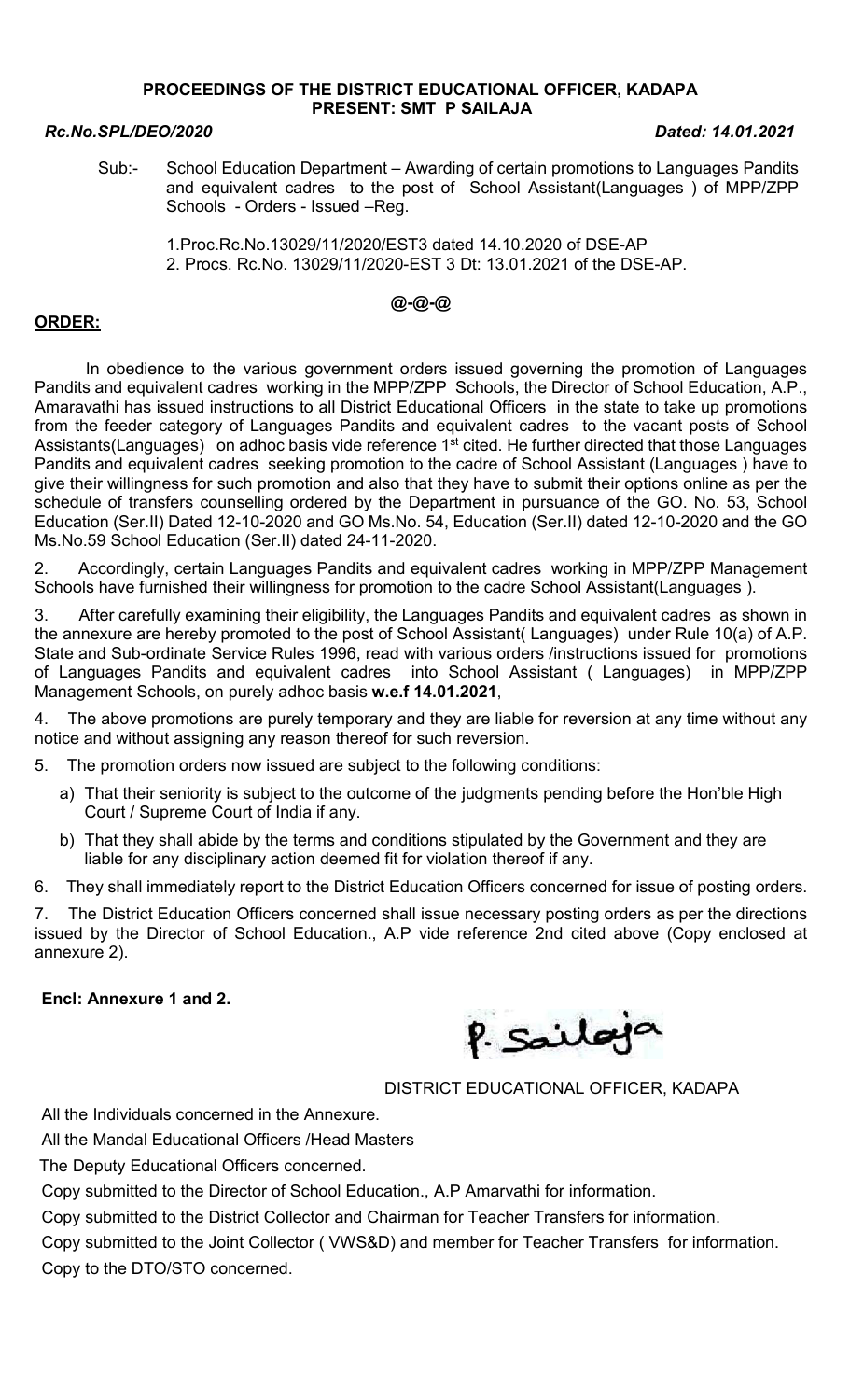**PROCEEDINGS OF THE DISTRICT EDUCATIONAL OFFICER, KADAPA**
**PRESENT: SMT P SAILAJA**

***Rc.No.SPL/DEO/2020*** ***Dated: 14.01.2021***

Sub:- School Education Department – Awarding of certain promotions to Languages Pandits and equivalent cadres to the post of School Assistant(Languages ) of MPP/ZPP Schools - Orders - Issued –Reg.

1.Proc.Rc.No.13029/11/2020/EST3 dated 14.10.2020 of DSE-AP
2. Procs. Rc.No. 13029/11/2020-EST 3 Dt: 13.01.2021 of the DSE-AP.

**@-@-@**

**ORDER:**

In obedience to the various government orders issued governing the promotion of Languages Pandits and equivalent cadres working in the MPP/ZPP Schools, the Director of School Education, A.P., Amaravathi has issued instructions to all District Educational Officers in the state to take up promotions from the feeder category of Languages Pandits and equivalent cadres to the vacant posts of School Assistants(Languages) on adhoc basis vide reference 1st cited. He further directed that those Languages Pandits and equivalent cadres seeking promotion to the cadre of School Assistant (Languages ) have to give their willingness for such promotion and also that they have to submit their options online as per the schedule of transfers counselling ordered by the Department in pursuance of the GO. No. 53, School Education (Ser.II) Dated 12-10-2020 and GO Ms.No. 54, Education (Ser.II) dated 12-10-2020 and the GO Ms.No.59 School Education (Ser.II) dated 24-11-2020.

2. Accordingly, certain Languages Pandits and equivalent cadres working in MPP/ZPP Management Schools have furnished their willingness for promotion to the cadre School Assistant(Languages ).

3. After carefully examining their eligibility, the Languages Pandits and equivalent cadres as shown in the annexure are hereby promoted to the post of School Assistant( Languages) under Rule 10(a) of A.P. State and Sub-ordinate Service Rules 1996, read with various orders /instructions issued for promotions of Languages Pandits and equivalent cadres into School Assistant ( Languages) in MPP/ZPP Management Schools, on purely adhoc basis **w.e.f 14.01.2021**,

4. The above promotions are purely temporary and they are liable for reversion at any time without any notice and without assigning any reason thereof for such reversion.

5. The promotion orders now issued are subject to the following conditions:

a) That their seniority is subject to the outcome of the judgments pending before the Hon'ble High Court / Supreme Court of India if any.

b) That they shall abide by the terms and conditions stipulated by the Government and they are liable for any disciplinary action deemed fit for violation thereof if any.

6. They shall immediately report to the District Education Officers concerned for issue of posting orders.

7. The District Education Officers concerned shall issue necessary posting orders as per the directions issued by the Director of School Education., A.P vide reference 2nd cited above (Copy enclosed at annexure 2).

**Encl: Annexure 1 and 2.**

P. Sailaja

DISTRICT EDUCATIONAL OFFICER, KADAPA

All the Individuals concerned in the Annexure.
All the Mandal Educational Officers /Head Masters
The Deputy Educational Officers concerned.
Copy submitted to the Director of School Education., A.P Amarvathi for information.
Copy submitted to the District Collector and Chairman for Teacher Transfers for information.
Copy submitted to the Joint Collector ( VWS&D) and member for Teacher Transfers for information.
Copy to the DTO/STO concerned.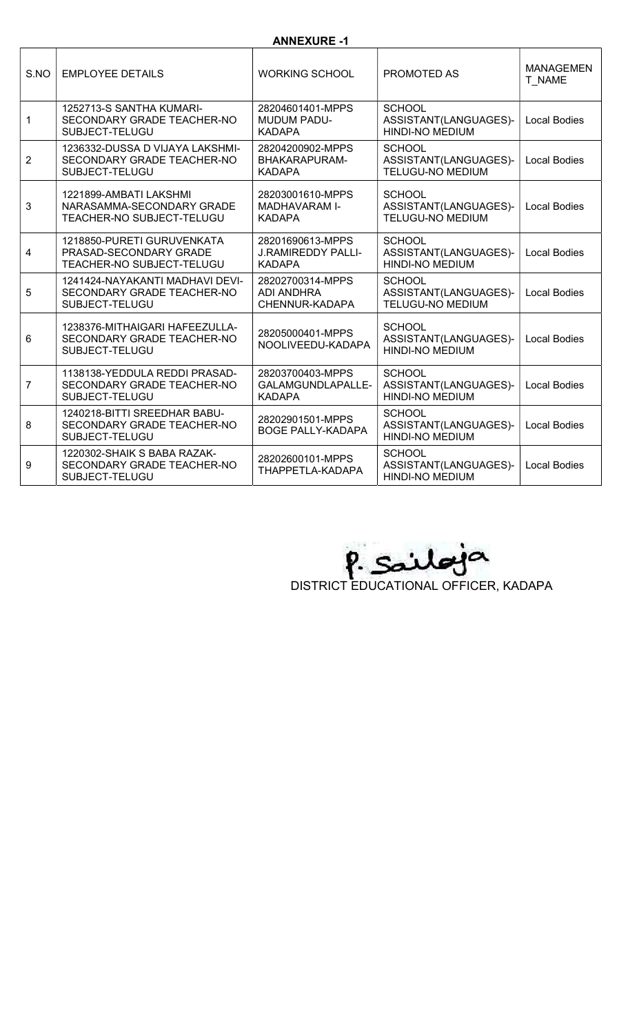**ANNEXURE -1**

| S.NO | EMPLOYEE DETAILS | WORKING SCHOOL | PROMOTED AS | MANAGEMENT_NAME |
|---|---|---|---|---|
| 1 | 1252713-S SANTHA KUMARI-SECONDARY GRADE TEACHER-NO SUBJECT-TELUGU | 28204601401-MPPS MUDUM PADU-KADAPA | SCHOOL ASSISTANT(LANGUAGES)-HINDI-NO MEDIUM | Local Bodies |
| 2 | 1236332-DUSSA D VIJAYA LAKSHMI-SECONDARY GRADE TEACHER-NO SUBJECT-TELUGU | 28204200902-MPPS BHAKARAPURAM-KADAPA | SCHOOL ASSISTANT(LANGUAGES)-TELUGU-NO MEDIUM | Local Bodies |
| 3 | 1221899-AMBATI LAKSHMI NARASAMMA-SECONDARY GRADE TEACHER-NO SUBJECT-TELUGU | 28203001610-MPPS MADHAVARAM I-KADAPA | SCHOOL ASSISTANT(LANGUAGES)-TELUGU-NO MEDIUM | Local Bodies |
| 4 | 1218850-PURETI GURUVENKATA PRASAD-SECONDARY GRADE TEACHER-NO SUBJECT-TELUGU | 28201690613-MPPS J.RAMIREDDY PALLI-KADAPA | SCHOOL ASSISTANT(LANGUAGES)-HINDI-NO MEDIUM | Local Bodies |
| 5 | 1241424-NAYAKANTI MADHAVI DEVI-SECONDARY GRADE TEACHER-NO SUBJECT-TELUGU | 28202700314-MPPS ADI ANDHRA CHENNUR-KADAPA | SCHOOL ASSISTANT(LANGUAGES)-TELUGU-NO MEDIUM | Local Bodies |
| 6 | 1238376-MITHAIGARI HAFEEZULLA-SECONDARY GRADE TEACHER-NO SUBJECT-TELUGU | 28205000401-MPPS NOOLIVEEDU-KADAPA | SCHOOL ASSISTANT(LANGUAGES)-HINDI-NO MEDIUM | Local Bodies |
| 7 | 1138138-YEDDULA REDDI PRASAD-SECONDARY GRADE TEACHER-NO SUBJECT-TELUGU | 28203700403-MPPS GALAMGUNDLAPALLE-KADAPA | SCHOOL ASSISTANT(LANGUAGES)-HINDI-NO MEDIUM | Local Bodies |
| 8 | 1240218-BITTI SREEDHAR BABU-SECONDARY GRADE TEACHER-NO SUBJECT-TELUGU | 28202901501-MPPS BOGE PALLY-KADAPA | SCHOOL ASSISTANT(LANGUAGES)-HINDI-NO MEDIUM | Local Bodies |
| 9 | 1220302-SHAIK S BABA RAZAK-SECONDARY GRADE TEACHER-NO SUBJECT-TELUGU | 28202600101-MPPS THAPPETLA-KADAPA | SCHOOL ASSISTANT(LANGUAGES)-HINDI-NO MEDIUM | Local Bodies |

P. Sailaja

DISTRICT EDUCATIONAL OFFICER, KADAPA